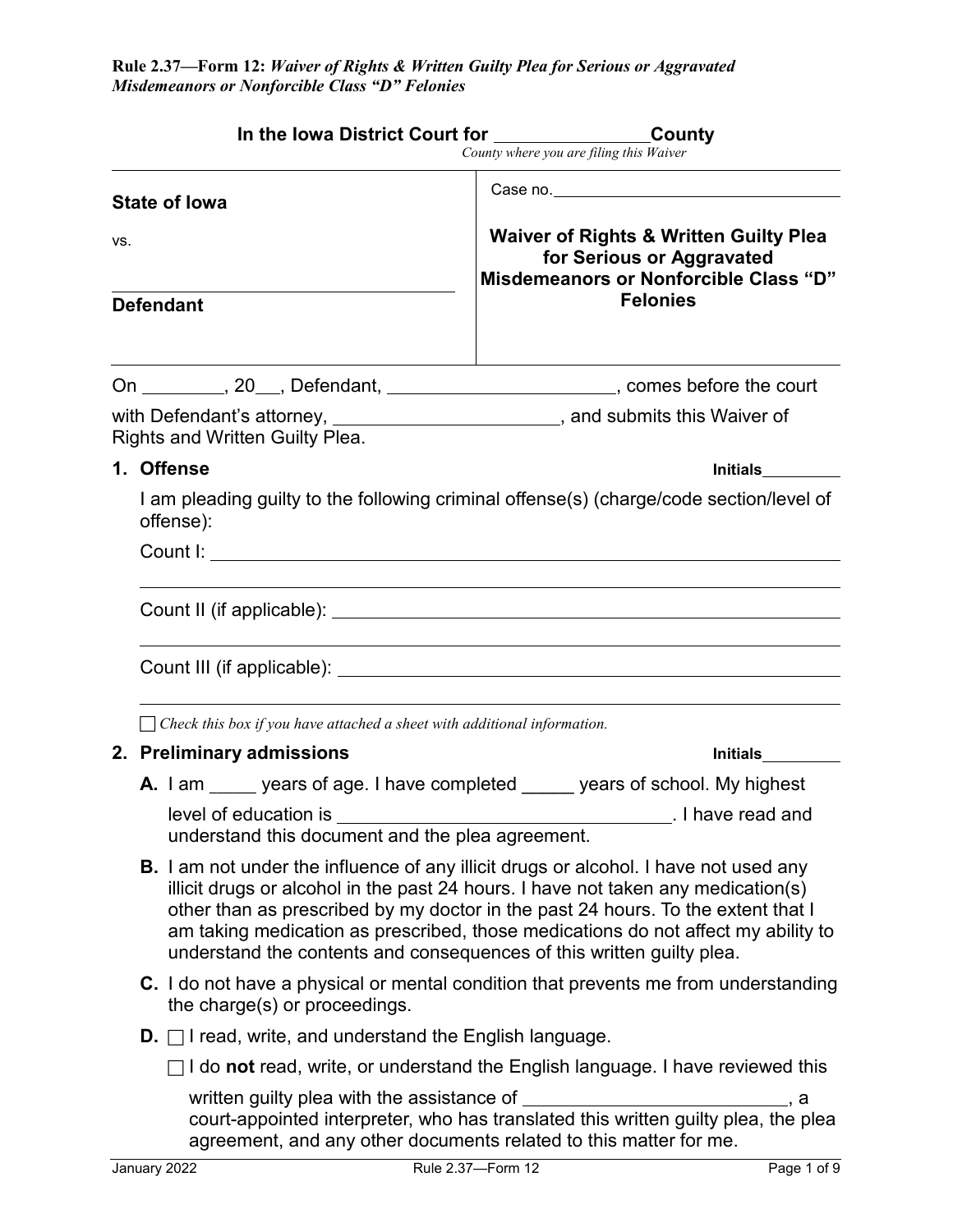**Rule 2.37—Form 12:** *Waiver of Rights & Written Guilty Plea for Serious or Aggravated Misdemeanors or Nonforcible Class "D" Felonies*

**In the Iowa District Court for \_\_\_\_\_\_\_\_\_\_\_\_\_\_\_ County**
*County where you are filing this Waiver*

| | |
|---|---|
| **State of Iowa**<br><br>vs.<br><br>\_\_\_\_\_\_\_\_\_\_\_\_\_\_\_\_\_\_\_\_\_\_\_\_\_\_\_\_\_\_<br>**Defendant** | Case no. \_\_\_\_\_\_\_\_\_\_\_\_\_\_\_\_\_\_\_\_<br><br>**Waiver of Rights & Written Guilty Plea for Serious or Aggravated Misdemeanors or Nonforcible Class "D" Felonies** |

On \_\_\_\_\_\_\_\_, 20\_\_, Defendant, \_\_\_\_\_\_\_\_\_\_\_\_\_\_\_\_\_\_\_\_\_\_, comes before the court with Defendant's attorney, \_\_\_\_\_\_\_\_\_\_\_\_\_\_\_\_\_\_\_\_\_\_, and submits this Waiver of Rights and Written Guilty Plea.

## 1. Offense

**Initials** \_\_\_\_\_\_\_\_\_

I am pleading guilty to the following criminal offense(s) (charge/code section/level of offense):

Count I: \_\_\_\_\_\_\_\_\_\_\_\_\_\_\_\_\_\_\_\_\_\_\_\_\_\_\_\_\_\_\_\_\_\_\_\_\_\_\_\_\_\_\_\_\_\_\_\_\_\_\_\_\_\_

\_\_\_\_\_\_\_\_\_\_\_\_\_\_\_\_\_\_\_\_\_\_\_\_\_\_\_\_\_\_\_\_\_\_\_\_\_\_\_\_\_\_\_\_\_\_\_\_\_\_\_\_\_\_\_\_\_\_\_\_\_\_\_\_

Count II (if applicable): \_\_\_\_\_\_\_\_\_\_\_\_\_\_\_\_\_\_\_\_\_\_\_\_\_\_\_\_\_\_\_\_\_\_\_\_\_\_\_\_\_\_\_\_

\_\_\_\_\_\_\_\_\_\_\_\_\_\_\_\_\_\_\_\_\_\_\_\_\_\_\_\_\_\_\_\_\_\_\_\_\_\_\_\_\_\_\_\_\_\_\_\_\_\_\_\_\_\_\_\_\_\_\_\_\_\_\_\_

Count III (if applicable): \_\_\_\_\_\_\_\_\_\_\_\_\_\_\_\_\_\_\_\_\_\_\_\_\_\_\_\_\_\_\_\_\_\_\_\_\_\_\_\_\_\_\_

\_\_\_\_\_\_\_\_\_\_\_\_\_\_\_\_\_\_\_\_\_\_\_\_\_\_\_\_\_\_\_\_\_\_\_\_\_\_\_\_\_\_\_\_\_\_\_\_\_\_\_\_\_\_\_\_\_\_\_\_\_\_\_\_

☐ *Check this box if you have attached a sheet with additional information.*

## 2. Preliminary admissions

**Initials** \_\_\_\_\_\_\_\_\_

**A.** I am \_\_\_\_\_ years of age. I have completed \_\_\_\_\_ years of school. My highest level of education is \_\_\_\_\_\_\_\_\_\_\_\_\_\_\_\_\_\_\_\_\_\_\_\_\_\_\_\_\_\_\_\_\_. I have read and understand this document and the plea agreement.

**B.** I am not under the influence of any illicit drugs or alcohol. I have not used any illicit drugs or alcohol in the past 24 hours. I have not taken any medication(s) other than as prescribed by my doctor in the past 24 hours. To the extent that I am taking medication as prescribed, those medications do not affect my ability to understand the contents and consequences of this written guilty plea.

**C.** I do not have a physical or mental condition that prevents me from understanding the charge(s) or proceedings.

**D.** ☐ I read, write, and understand the English language.

☐ I do **not** read, write, or understand the English language. I have reviewed this written guilty plea with the assistance of \_\_\_\_\_\_\_\_\_\_\_\_\_\_\_\_\_\_\_\_\_\_\_\_\_\_\_, a court-appointed interpreter, who has translated this written guilty plea, the plea agreement, and any other documents related to this matter for me.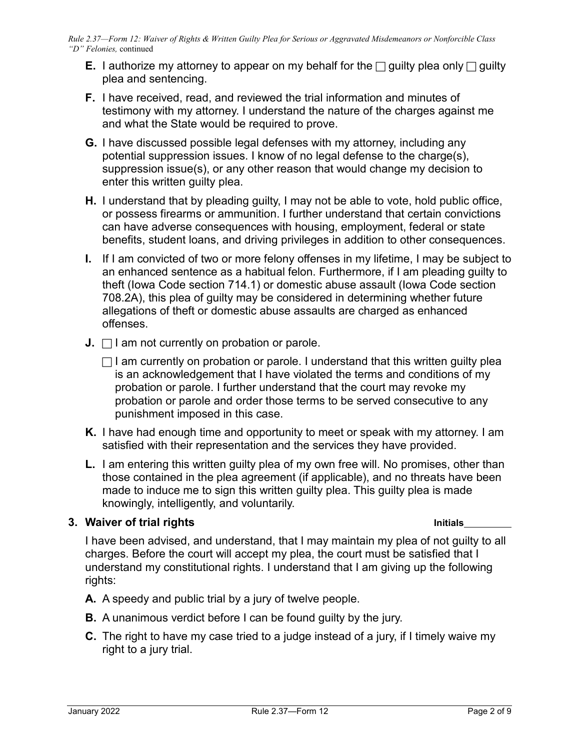**E.** I authorize my attorney to appear on my behalf for the ☐ guilty plea only ☐ guilty plea and sentencing.

**F.** I have received, read, and reviewed the trial information and minutes of testimony with my attorney. I understand the nature of the charges against me and what the State would be required to prove.

**G.** I have discussed possible legal defenses with my attorney, including any potential suppression issues. I know of no legal defense to the charge(s), suppression issue(s), or any other reason that would change my decision to enter this written guilty plea.

**H.** I understand that by pleading guilty, I may not be able to vote, hold public office, or possess firearms or ammunition. I further understand that certain convictions can have adverse consequences with housing, employment, federal or state benefits, student loans, and driving privileges in addition to other consequences.

**I.** If I am convicted of two or more felony offenses in my lifetime, I may be subject to an enhanced sentence as a habitual felon. Furthermore, if I am pleading guilty to theft (Iowa Code section 714.1) or domestic abuse assault (Iowa Code section 708.2A), this plea of guilty may be considered in determining whether future allegations of theft or domestic abuse assaults are charged as enhanced offenses.

**J.** ☐ I am not currently on probation or parole.

☐ I am currently on probation or parole. I understand that this written guilty plea is an acknowledgement that I have violated the terms and conditions of my probation or parole. I further understand that the court may revoke my probation or parole and order those terms to be served consecutive to any punishment imposed in this case.

**K.** I have had enough time and opportunity to meet or speak with my attorney. I am satisfied with their representation and the services they have provided.

**L.** I am entering this written guilty plea of my own free will. No promises, other than those contained in the plea agreement (if applicable), and no threats have been made to induce me to sign this written guilty plea. This guilty plea is made knowingly, intelligently, and voluntarily.

### 3. Waiver of trial rights

**Initials**\_\_\_\_\_\_\_\_\_

I have been advised, and understand, that I may maintain my plea of not guilty to all charges. Before the court will accept my plea, the court must be satisfied that I understand my constitutional rights. I understand that I am giving up the following rights:

**A.** A speedy and public trial by a jury of twelve people.

**B.** A unanimous verdict before I can be found guilty by the jury.

**C.** The right to have my case tried to a judge instead of a jury, if I timely waive my right to a jury trial.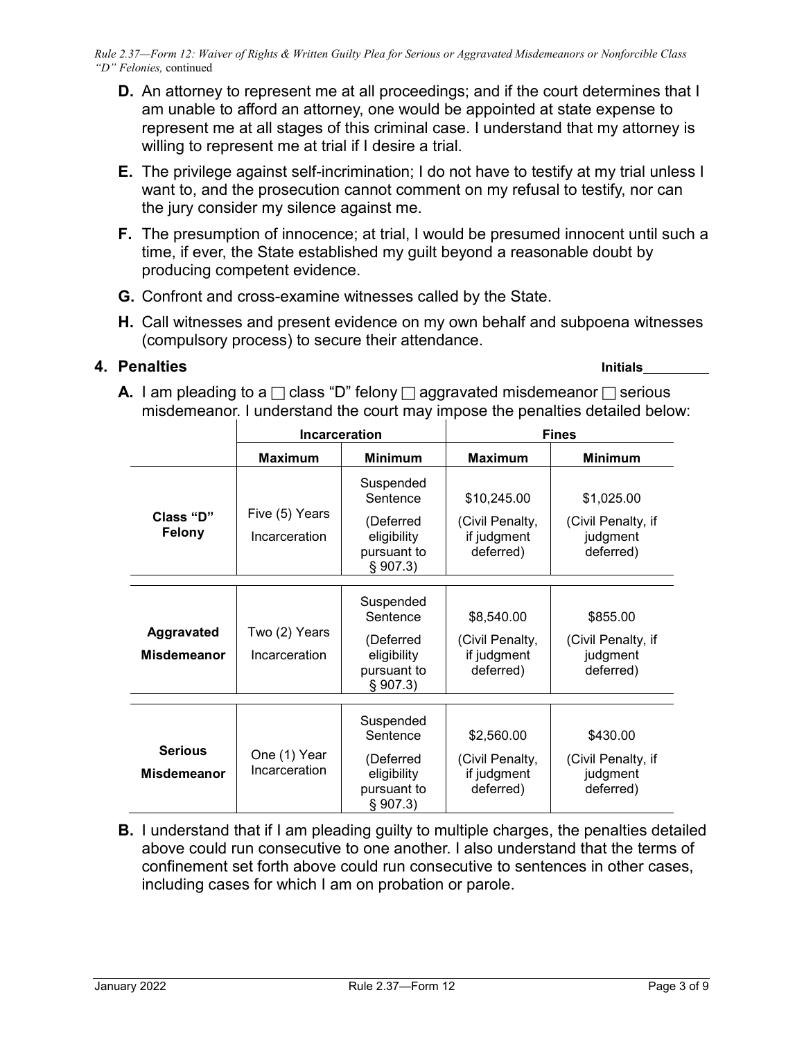**D.** An attorney to represent me at all proceedings; and if the court determines that I am unable to afford an attorney, one would be appointed at state expense to represent me at all stages of this criminal case. I understand that my attorney is willing to represent me at trial if I desire a trial.

**E.** The privilege against self-incrimination; I do not have to testify at my trial unless I want to, and the prosecution cannot comment on my refusal to testify, nor can the jury consider my silence against me.

**F.** The presumption of innocence; at trial, I would be presumed innocent until such a time, if ever, the State established my guilt beyond a reasonable doubt by producing competent evidence.

**G.** Confront and cross-examine witnesses called by the State.

**H.** Call witnesses and present evidence on my own behalf and subpoena witnesses (compulsory process) to secure their attendance.

## 4. Penalties

**Initials**\_\_\_\_\_\_\_\_\_

**A.** I am pleading to a ☐ class "D" felony ☐ aggravated misdemeanor ☐ serious misdemeanor. I understand the court may impose the penalties detailed below:

| | Incarceration | | Fines | |
|---|---|---|---|---|
| | **Maximum** | **Minimum** | **Maximum** | **Minimum** |
| **Class "D" Felony** | Five (5) Years Incarceration | Suspended Sentence (Deferred eligibility pursuant to § 907.3) | $10,245.00 (Civil Penalty, if judgment deferred) | $1,025.00 (Civil Penalty, if judgment deferred) |
| **Aggravated Misdemeanor** | Two (2) Years Incarceration | Suspended Sentence (Deferred eligibility pursuant to § 907.3) | $8,540.00 (Civil Penalty, if judgment deferred) | $855.00 (Civil Penalty, if judgment deferred) |
| **Serious Misdemeanor** | One (1) Year Incarceration | Suspended Sentence (Deferred eligibility pursuant to § 907.3) | $2,560.00 (Civil Penalty, if judgment deferred) | $430.00 (Civil Penalty, if judgment deferred) |

**B.** I understand that if I am pleading guilty to multiple charges, the penalties detailed above could run consecutive to one another. I also understand that the terms of confinement set forth above could run consecutive to sentences in other cases, including cases for which I am on probation or parole.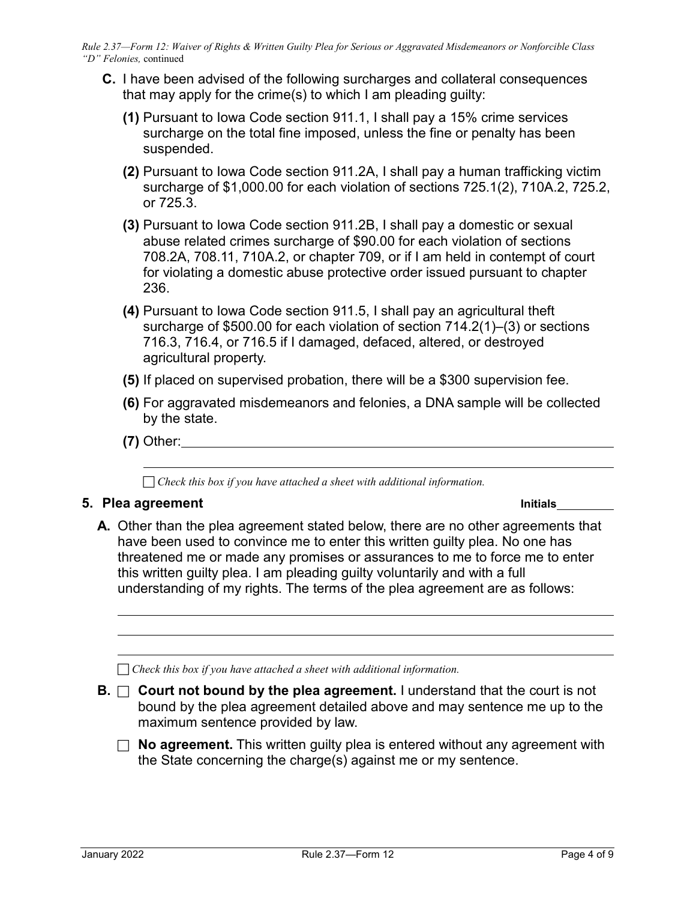**C.** I have been advised of the following surcharges and collateral consequences that may apply for the crime(s) to which I am pleading guilty:

**(1)** Pursuant to Iowa Code section 911.1, I shall pay a 15% crime services surcharge on the total fine imposed, unless the fine or penalty has been suspended.

**(2)** Pursuant to Iowa Code section 911.2A, I shall pay a human trafficking victim surcharge of $1,000.00 for each violation of sections 725.1(2), 710A.2, 725.2, or 725.3.

**(3)** Pursuant to Iowa Code section 911.2B, I shall pay a domestic or sexual abuse related crimes surcharge of $90.00 for each violation of sections 708.2A, 708.11, 710A.2, or chapter 709, or if I am held in contempt of court for violating a domestic abuse protective order issued pursuant to chapter 236.

**(4)** Pursuant to Iowa Code section 911.5, I shall pay an agricultural theft surcharge of $500.00 for each violation of section 714.2(1)–(3) or sections 716.3, 716.4, or 716.5 if I damaged, defaced, altered, or destroyed agricultural property.

**(5)** If placed on supervised probation, there will be a $300 supervision fee.

**(6)** For aggravated misdemeanors and felonies, a DNA sample will be collected by the state.

**(7)** Other: ______________________________________________

______________________________________________

☐ *Check this box if you have attached a sheet with additional information.*

**5. Plea agreement** **Initials**________

**A.** Other than the plea agreement stated below, there are no other agreements that have been used to convince me to enter this written guilty plea. No one has threatened me or made any promises or assurances to me to force me to enter this written guilty plea. I am pleading guilty voluntarily and with a full understanding of my rights. The terms of the plea agreement are as follows:

______________________________________________

______________________________________________

______________________________________________

☐ *Check this box if you have attached a sheet with additional information.*

**B.** ☐ **Court not bound by the plea agreement.** I understand that the court is not bound by the plea agreement detailed above and may sentence me up to the maximum sentence provided by law.

☐ **No agreement.** This written guilty plea is entered without any agreement with the State concerning the charge(s) against me or my sentence.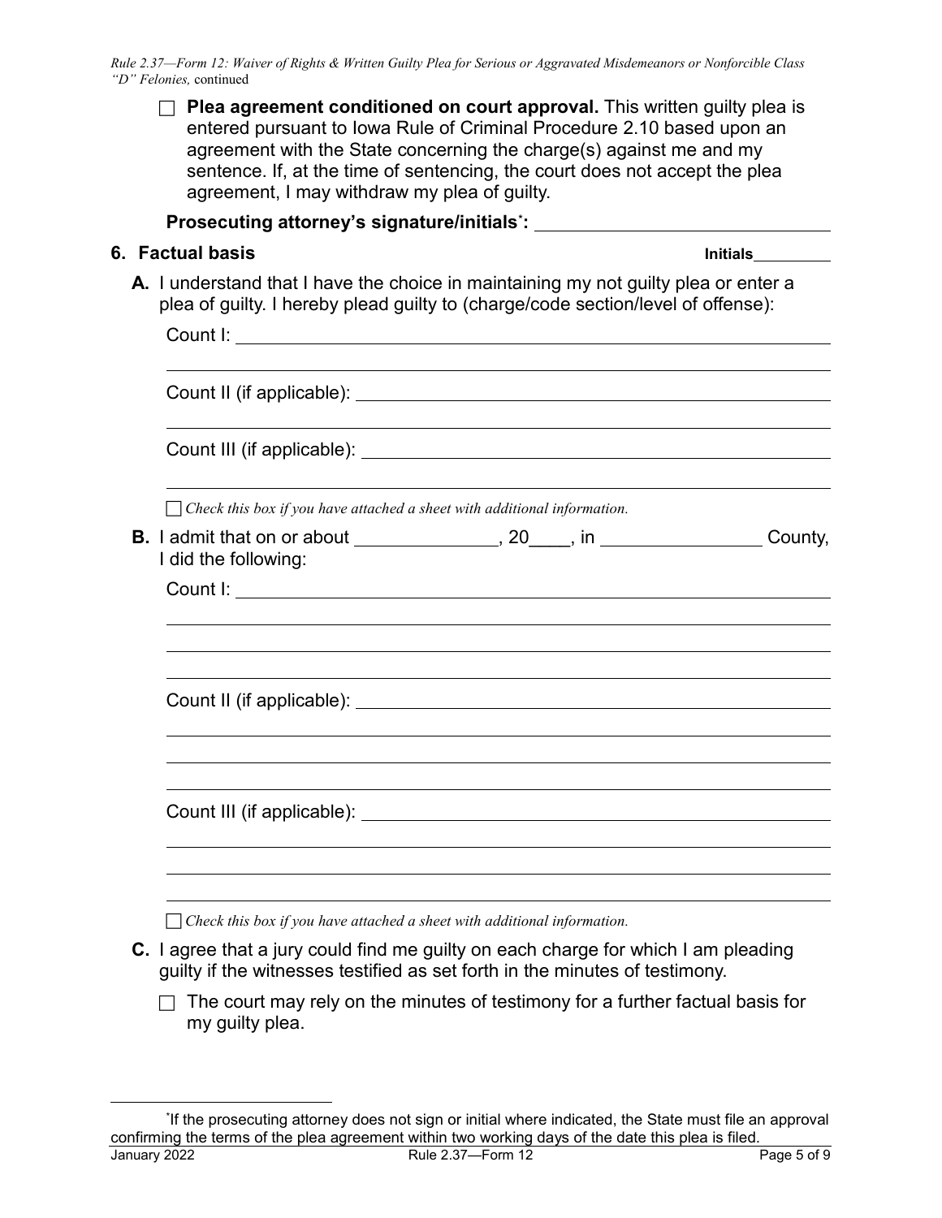- ☐ **Plea agreement conditioned on court approval.** This written guilty plea is entered pursuant to Iowa Rule of Criminal Procedure 2.10 based upon an agreement with the State concerning the charge(s) against me and my sentence. If, at the time of sentencing, the court does not accept the plea agreement, I may withdraw my plea of guilty.

**Prosecuting attorney's signature/initials[*]:** ______________________________

**6. Factual basis** **Initials**________

**A.** I understand that I have the choice in maintaining my not guilty plea or enter a plea of guilty. I hereby plead guilty to (charge/code section/level of offense):

Count I: ____________________________________________________________

______________________________________________________________________

Count II (if applicable): ______________________________________________

______________________________________________________________________

Count III (if applicable): _____________________________________________

______________________________________________________________________

☐ *Check this box if you have attached a sheet with additional information.*

**B.** I admit that on or about _______________, 20____, in _________________ County, I did the following:

Count I: ____________________________________________________________

______________________________________________________________________

______________________________________________________________________

______________________________________________________________________

Count II (if applicable): ______________________________________________

______________________________________________________________________

______________________________________________________________________

______________________________________________________________________

Count III (if applicable): _____________________________________________

______________________________________________________________________

______________________________________________________________________

______________________________________________________________________

☐ *Check this box if you have attached a sheet with additional information.*

**C.** I agree that a jury could find me guilty on each charge for which I am pleading guilty if the witnesses testified as set forth in the minutes of testimony.

- ☐ The court may rely on the minutes of testimony for a further factual basis for my guilty plea.

[*] If the prosecuting attorney does not sign or initial where indicated, the State must file an approval confirming the terms of the plea agreement within two working days of the date this plea is filed.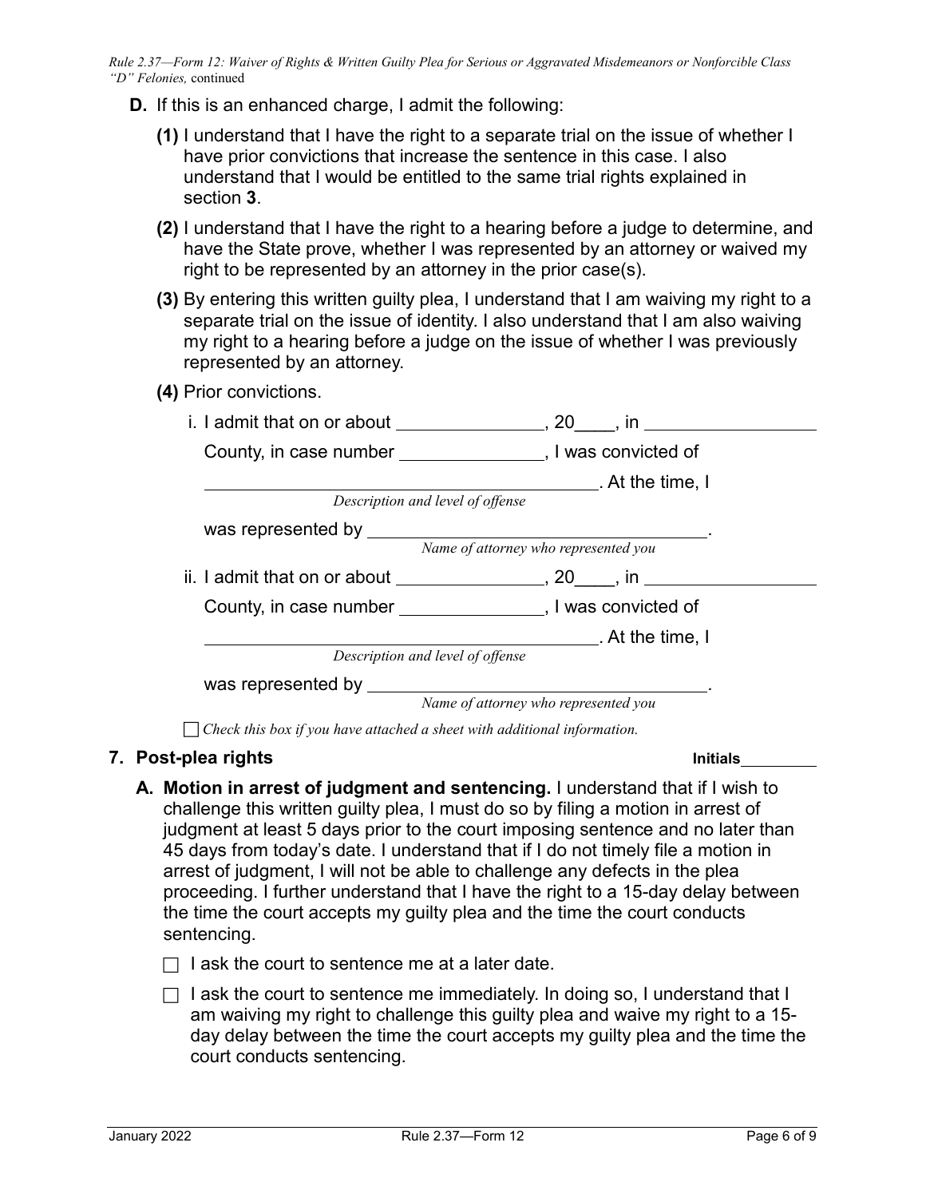**D.** If this is an enhanced charge, I admit the following:

**(1)** I understand that I have the right to a separate trial on the issue of whether I have prior convictions that increase the sentence in this case. I also understand that I would be entitled to the same trial rights explained in section **3**.

**(2)** I understand that I have the right to a hearing before a judge to determine, and have the State prove, whether I was represented by an attorney or waived my right to be represented by an attorney in the prior case(s).

**(3)** By entering this written guilty plea, I understand that I am waiving my right to a separate trial on the issue of identity. I also understand that I am also waiving my right to a hearing before a judge on the issue of whether I was previously represented by an attorney.

**(4)** Prior convictions.

i. I admit that on or about ______________, 20____, in ________________ County, in case number ______________, I was convicted of ________________________________________. At the time, I
*Description and level of offense*
was represented by __________________________________.
*Name of attorney who represented you*

ii. I admit that on or about ______________, 20____, in ________________ County, in case number ______________, I was convicted of ________________________________________. At the time, I
*Description and level of offense*
was represented by __________________________________.
*Name of attorney who represented you*

☐ *Check this box if you have attached a sheet with additional information.*

## 7. Post-plea rights

**Initials**________

**A. Motion in arrest of judgment and sentencing.** I understand that if I wish to challenge this written guilty plea, I must do so by filing a motion in arrest of judgment at least 5 days prior to the court imposing sentence and no later than 45 days from today's date. I understand that if I do not timely file a motion in arrest of judgment, I will not be able to challenge any defects in the plea proceeding. I further understand that I have the right to a 15-day delay between the time the court accepts my guilty plea and the time the court conducts sentencing.

☐ I ask the court to sentence me at a later date.

☐ I ask the court to sentence me immediately. In doing so, I understand that I am waiving my right to challenge this guilty plea and waive my right to a 15-day delay between the time the court accepts my guilty plea and the time the court conducts sentencing.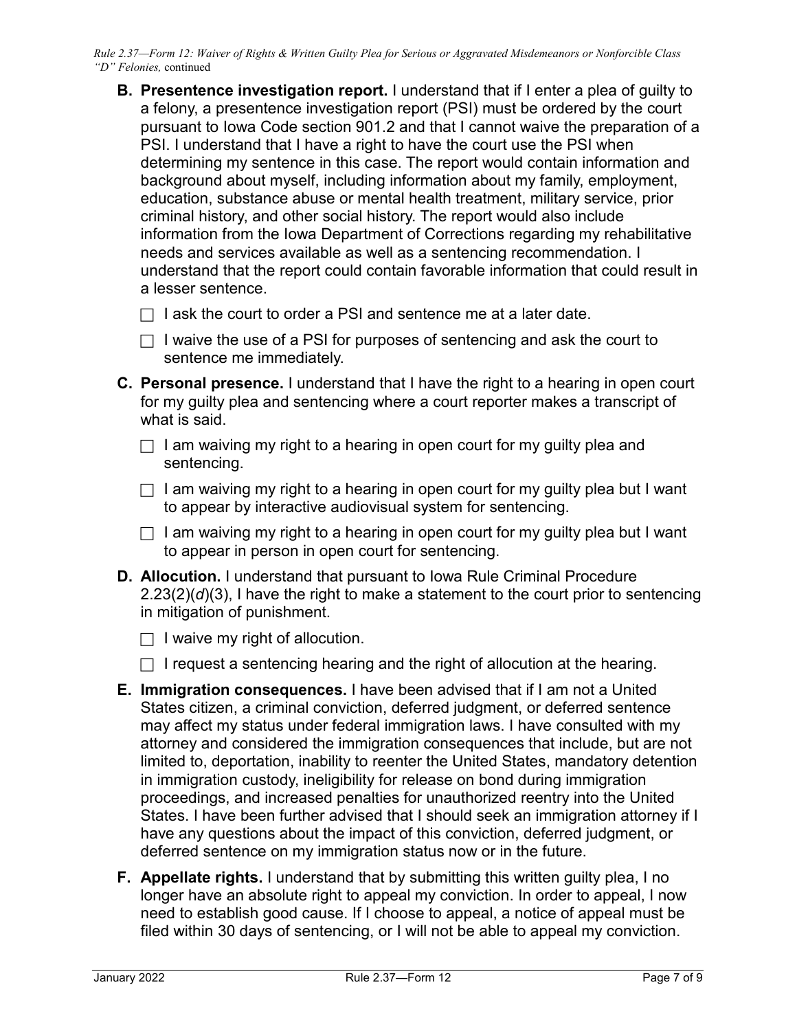**B. Presentence investigation report.** I understand that if I enter a plea of guilty to a felony, a presentence investigation report (PSI) must be ordered by the court pursuant to Iowa Code section 901.2 and that I cannot waive the preparation of a PSI. I understand that I have a right to have the court use the PSI when determining my sentence in this case. The report would contain information and background about myself, including information about my family, employment, education, substance abuse or mental health treatment, military service, prior criminal history, and other social history. The report would also include information from the Iowa Department of Corrections regarding my rehabilitative needs and services available as well as a sentencing recommendation. I understand that the report could contain favorable information that could result in a lesser sentence.

- ☐ I ask the court to order a PSI and sentence me at a later date.
- ☐ I waive the use of a PSI for purposes of sentencing and ask the court to sentence me immediately.

**C. Personal presence.** I understand that I have the right to a hearing in open court for my guilty plea and sentencing where a court reporter makes a transcript of what is said.

- ☐ I am waiving my right to a hearing in open court for my guilty plea and sentencing.
- ☐ I am waiving my right to a hearing in open court for my guilty plea but I want to appear by interactive audiovisual system for sentencing.
- ☐ I am waiving my right to a hearing in open court for my guilty plea but I want to appear in person in open court for sentencing.

**D. Allocution.** I understand that pursuant to Iowa Rule Criminal Procedure 2.23(2)(*d*)(3), I have the right to make a statement to the court prior to sentencing in mitigation of punishment.

- ☐ I waive my right of allocution.
- ☐ I request a sentencing hearing and the right of allocution at the hearing.

**E. Immigration consequences.** I have been advised that if I am not a United States citizen, a criminal conviction, deferred judgment, or deferred sentence may affect my status under federal immigration laws. I have consulted with my attorney and considered the immigration consequences that include, but are not limited to, deportation, inability to reenter the United States, mandatory detention in immigration custody, ineligibility for release on bond during immigration proceedings, and increased penalties for unauthorized reentry into the United States. I have been further advised that I should seek an immigration attorney if I have any questions about the impact of this conviction, deferred judgment, or deferred sentence on my immigration status now or in the future.

**F. Appellate rights.** I understand that by submitting this written guilty plea, I no longer have an absolute right to appeal my conviction. In order to appeal, I now need to establish good cause. If I choose to appeal, a notice of appeal must be filed within 30 days of sentencing, or I will not be able to appeal my conviction.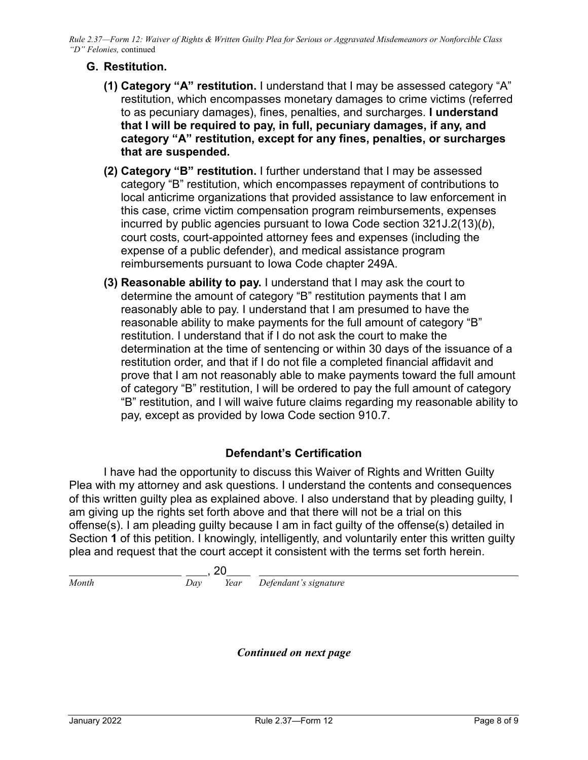## G. Restitution.

**(1) Category "A" restitution.** I understand that I may be assessed category "A" restitution, which encompasses monetary damages to crime victims (referred to as pecuniary damages), fines, penalties, and surcharges. **I understand that I will be required to pay, in full, pecuniary damages, if any, and category "A" restitution, except for any fines, penalties, or surcharges that are suspended.**

**(2) Category "B" restitution.** I further understand that I may be assessed category "B" restitution, which encompasses repayment of contributions to local anticrime organizations that provided assistance to law enforcement in this case, crime victim compensation program reimbursements, expenses incurred by public agencies pursuant to Iowa Code section 321J.2(13)(*b*), court costs, court-appointed attorney fees and expenses (including the expense of a public defender), and medical assistance program reimbursements pursuant to Iowa Code chapter 249A.

**(3) Reasonable ability to pay.** I understand that I may ask the court to determine the amount of category "B" restitution payments that I am reasonably able to pay. I understand that I am presumed to have the reasonable ability to make payments for the full amount of category "B" restitution. I understand that if I do not ask the court to make the determination at the time of sentencing or within 30 days of the issuance of a restitution order, and that if I do not file a completed financial affidavit and prove that I am not reasonably able to make payments toward the full amount of category "B" restitution, I will be ordered to pay the full amount of category "B" restitution, and I will waive future claims regarding my reasonable ability to pay, except as provided by Iowa Code section 910.7.

### Defendant's Certification

I have had the opportunity to discuss this Waiver of Rights and Written Guilty Plea with my attorney and ask questions. I understand the contents and consequences of this written guilty plea as explained above. I also understand that by pleading guilty, I am giving up the rights set forth above and that there will not be a trial on this offense(s). I am pleading guilty because I am in fact guilty of the offense(s) detailed in Section **1** of this petition. I knowingly, intelligently, and voluntarily enter this written guilty plea and request that the court accept it consistent with the terms set forth herein.

______________________ ____, 20____ ______________________________________
*Month* *Day* *Year* *Defendant's signature*

***Continued on next page***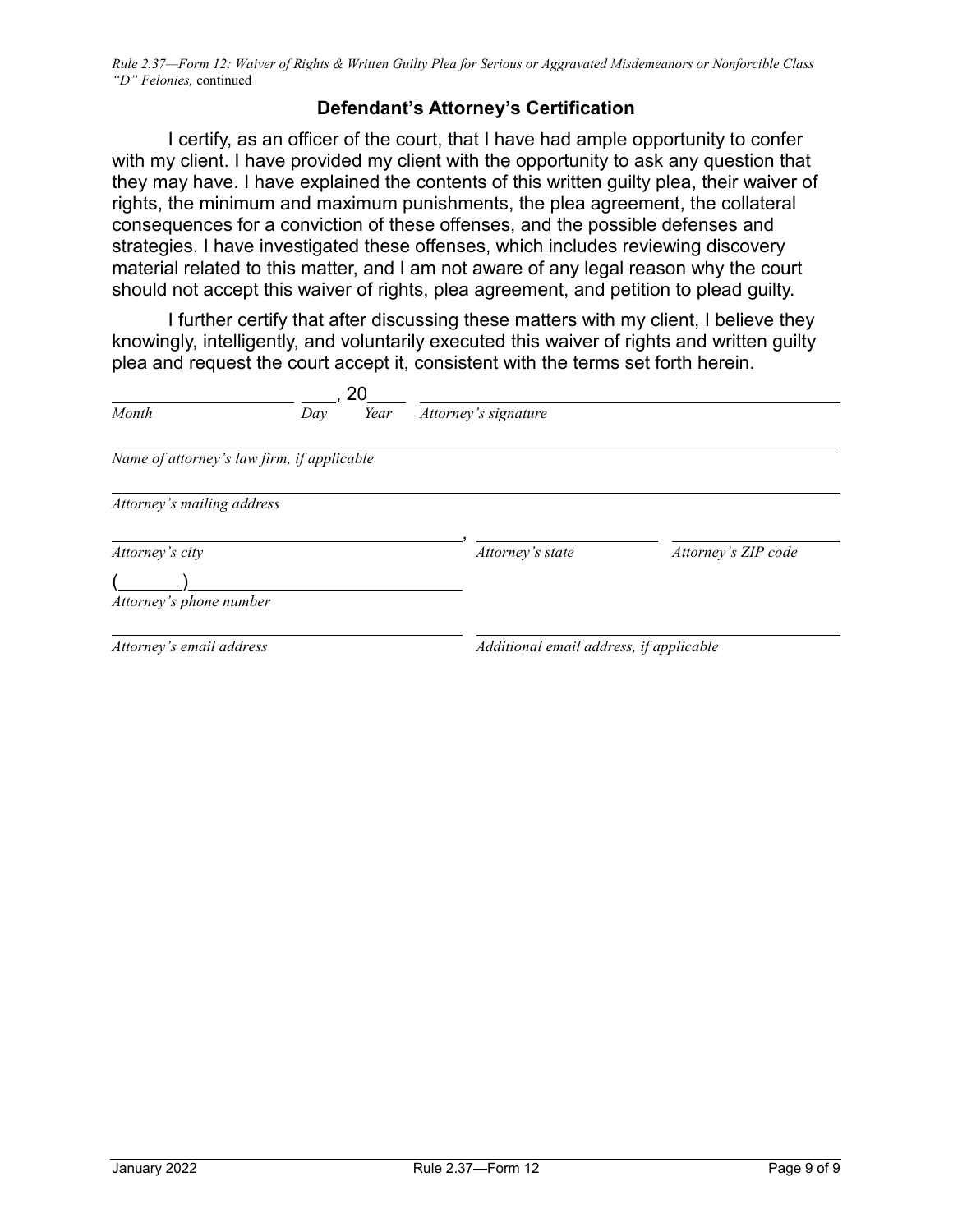## Defendant's Attorney's Certification

I certify, as an officer of the court, that I have had ample opportunity to confer with my client. I have provided my client with the opportunity to ask any question that they may have. I have explained the contents of this written guilty plea, their waiver of rights, the minimum and maximum punishments, the plea agreement, the collateral consequences for a conviction of these offenses, and the possible defenses and strategies. I have investigated these offenses, which includes reviewing discovery material related to this matter, and I am not aware of any legal reason why the court should not accept this waiver of rights, plea agreement, and petition to plead guilty.

I further certify that after discussing these matters with my client, I believe they knowingly, intelligently, and voluntarily executed this waiver of rights and written guilty plea and request the court accept it, consistent with the terms set forth herein.

____________________ ____, 20____ ________________________________________

*Month* *Day* *Year* *Attorney's signature*

________________________________________

*Name of attorney's law firm, if applicable*

________________________________________

*Attorney's mailing address*

________________________________________, ____________________ ____________________

*Attorney's city* *Attorney's state* *Attorney's ZIP code*

(______)____________________________

*Attorney's phone number*

________________________________________ ________________________________________

*Attorney's email address* *Additional email address, if applicable*